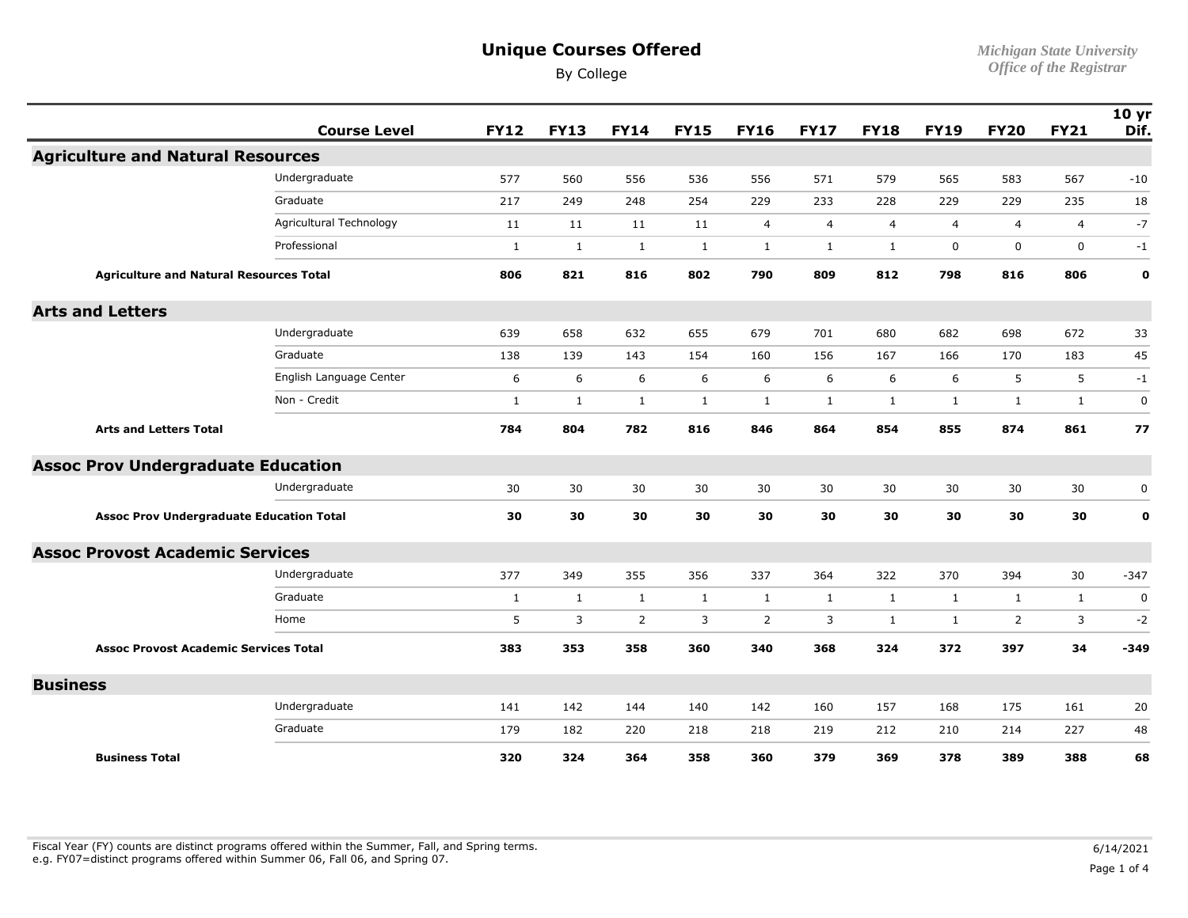# Unique Courses Offered

By College

*Michigan State University*
*Office of the Registrar*

| | Course Level | FY12 | FY13 | FY14 | FY15 | FY16 | FY17 | FY18 | FY19 | FY20 | FY21 | 10 yr Dif. |
|---|---|---|---|---|---|---|---|---|---|---|---|---|
| **Agriculture and Natural Resources** | | | | | | | | | | | | |
| | Undergraduate | 577 | 560 | 556 | 536 | 556 | 571 | 579 | 565 | 583 | 567 | -10 |
| | Graduate | 217 | 249 | 248 | 254 | 229 | 233 | 228 | 229 | 229 | 235 | 18 |
| | Agricultural Technology | 11 | 11 | 11 | 11 | 4 | 4 | 4 | 4 | 4 | 4 | -7 |
| | Professional | 1 | 1 | 1 | 1 | 1 | 1 | 1 | 0 | 0 | 0 | -1 |
| **Agriculture and Natural Resources Total** | | **806** | **821** | **816** | **802** | **790** | **809** | **812** | **798** | **816** | **806** | **0** |
| **Arts and Letters** | | | | | | | | | | | | |
| | Undergraduate | 639 | 658 | 632 | 655 | 679 | 701 | 680 | 682 | 698 | 672 | 33 |
| | Graduate | 138 | 139 | 143 | 154 | 160 | 156 | 167 | 166 | 170 | 183 | 45 |
| | English Language Center | 6 | 6 | 6 | 6 | 6 | 6 | 6 | 6 | 5 | 5 | -1 |
| | Non - Credit | 1 | 1 | 1 | 1 | 1 | 1 | 1 | 1 | 1 | 1 | 0 |
| **Arts and Letters Total** | | **784** | **804** | **782** | **816** | **846** | **864** | **854** | **855** | **874** | **861** | **77** |
| **Assoc Prov Undergraduate Education** | | | | | | | | | | | | |
| | Undergraduate | 30 | 30 | 30 | 30 | 30 | 30 | 30 | 30 | 30 | 30 | 0 |
| **Assoc Prov Undergraduate Education Total** | | **30** | **30** | **30** | **30** | **30** | **30** | **30** | **30** | **30** | **30** | **0** |
| **Assoc Provost Academic Services** | | | | | | | | | | | | |
| | Undergraduate | 377 | 349 | 355 | 356 | 337 | 364 | 322 | 370 | 394 | 30 | -347 |
| | Graduate | 1 | 1 | 1 | 1 | 1 | 1 | 1 | 1 | 1 | 1 | 0 |
| | Home | 5 | 3 | 2 | 3 | 2 | 3 | 1 | 1 | 2 | 3 | -2 |
| **Assoc Provost Academic Services Total** | | **383** | **353** | **358** | **360** | **340** | **368** | **324** | **372** | **397** | **34** | **-349** |
| **Business** | | | | | | | | | | | | |
| | Undergraduate | 141 | 142 | 144 | 140 | 142 | 160 | 157 | 168 | 175 | 161 | 20 |
| | Graduate | 179 | 182 | 220 | 218 | 218 | 219 | 212 | 210 | 214 | 227 | 48 |
| **Business Total** | | **320** | **324** | **364** | **358** | **360** | **379** | **369** | **378** | **389** | **388** | **68** |

Fiscal Year (FY) counts are distinct programs offered within the Summer, Fall, and Spring terms.
e.g. FY07=distinct programs offered within Summer 06, Fall 06, and Spring 07.

6/14/2021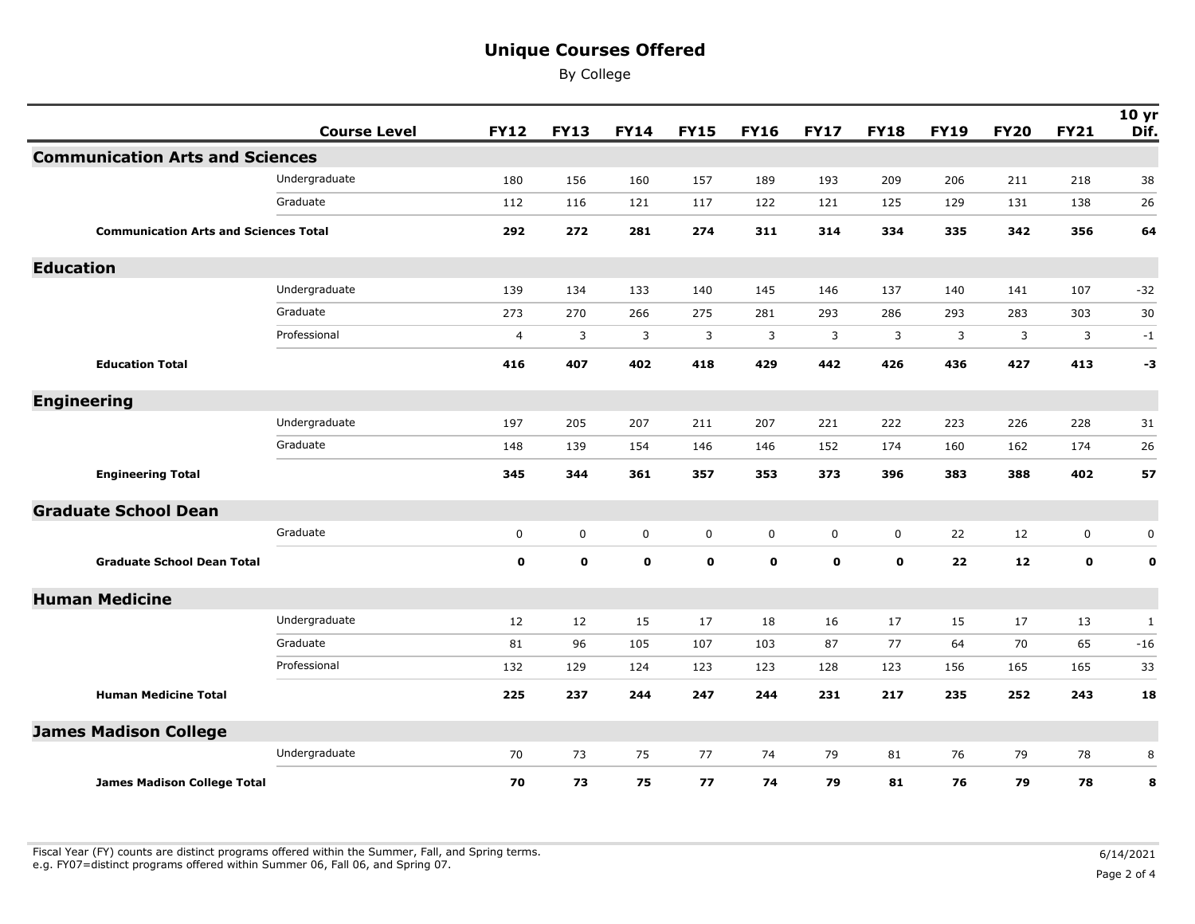# Unique Courses Offered

By College

| | Course Level | FY12 | FY13 | FY14 | FY15 | FY16 | FY17 | FY18 | FY19 | FY20 | FY21 | 10 yr Dif. |
|---|---|---|---|---|---|---|---|---|---|---|---|---|
| **Communication Arts and Sciences** | | | | | | | | | | | | |
| | Undergraduate | 180 | 156 | 160 | 157 | 189 | 193 | 209 | 206 | 211 | 218 | 38 |
| | Graduate | 112 | 116 | 121 | 117 | 122 | 121 | 125 | 129 | 131 | 138 | 26 |
| **Communication Arts and Sciences Total** | | **292** | **272** | **281** | **274** | **311** | **314** | **334** | **335** | **342** | **356** | **64** |
| **Education** | | | | | | | | | | | | |
| | Undergraduate | 139 | 134 | 133 | 140 | 145 | 146 | 137 | 140 | 141 | 107 | -32 |
| | Graduate | 273 | 270 | 266 | 275 | 281 | 293 | 286 | 293 | 283 | 303 | 30 |
| | Professional | 4 | 3 | 3 | 3 | 3 | 3 | 3 | 3 | 3 | 3 | -1 |
| **Education Total** | | **416** | **407** | **402** | **418** | **429** | **442** | **426** | **436** | **427** | **413** | **-3** |
| **Engineering** | | | | | | | | | | | | |
| | Undergraduate | 197 | 205 | 207 | 211 | 207 | 221 | 222 | 223 | 226 | 228 | 31 |
| | Graduate | 148 | 139 | 154 | 146 | 146 | 152 | 174 | 160 | 162 | 174 | 26 |
| **Engineering Total** | | **345** | **344** | **361** | **357** | **353** | **373** | **396** | **383** | **388** | **402** | **57** |
| **Graduate School Dean** | | | | | | | | | | | | |
| | Graduate | 0 | 0 | 0 | 0 | 0 | 0 | 0 | 22 | 12 | 0 | 0 |
| **Graduate School Dean Total** | | **0** | **0** | **0** | **0** | **0** | **0** | **0** | **22** | **12** | **0** | **0** |
| **Human Medicine** | | | | | | | | | | | | |
| | Undergraduate | 12 | 12 | 15 | 17 | 18 | 16 | 17 | 15 | 17 | 13 | 1 |
| | Graduate | 81 | 96 | 105 | 107 | 103 | 87 | 77 | 64 | 70 | 65 | -16 |
| | Professional | 132 | 129 | 124 | 123 | 123 | 128 | 123 | 156 | 165 | 165 | 33 |
| **Human Medicine Total** | | **225** | **237** | **244** | **247** | **244** | **231** | **217** | **235** | **252** | **243** | **18** |
| **James Madison College** | | | | | | | | | | | | |
| | Undergraduate | 70 | 73 | 75 | 77 | 74 | 79 | 81 | 76 | 79 | 78 | 8 |
| **James Madison College Total** | | **70** | **73** | **75** | **77** | **74** | **79** | **81** | **76** | **79** | **78** | **8** |

Fiscal Year (FY) counts are distinct programs offered within the Summer, Fall, and Spring terms.
e.g. FY07=distinct programs offered within Summer 06, Fall 06, and Spring 07.

6/14/2021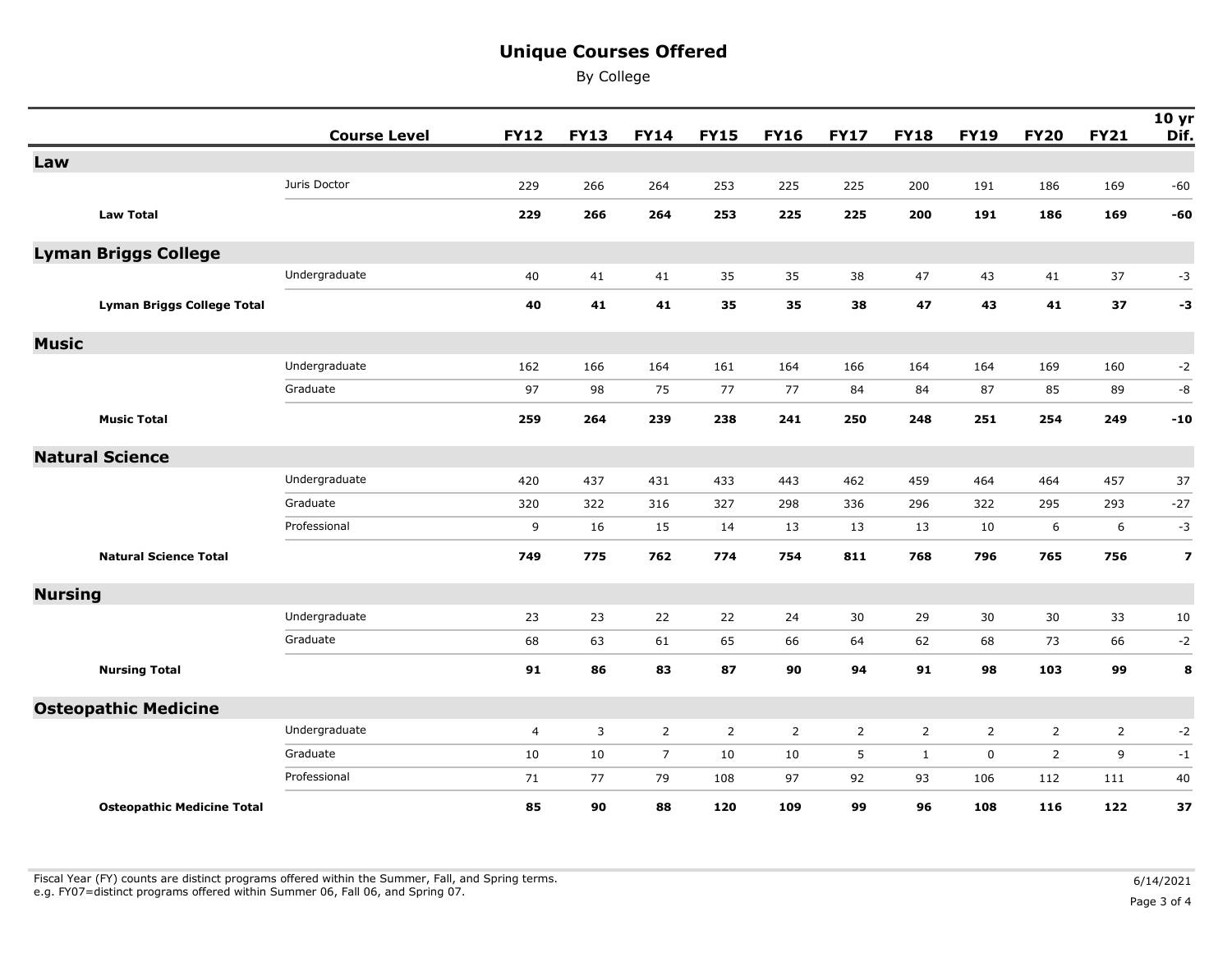# Unique Courses Offered

By College

| | Course Level | FY12 | FY13 | FY14 | FY15 | FY16 | FY17 | FY18 | FY19 | FY20 | FY21 | 10 yr Dif. |
|---|---|---|---|---|---|---|---|---|---|---|---|---|
| **Law** | | | | | | | | | | | | |
| | Juris Doctor | 229 | 266 | 264 | 253 | 225 | 225 | 200 | 191 | 186 | 169 | -60 |
| **Law Total** | | **229** | **266** | **264** | **253** | **225** | **225** | **200** | **191** | **186** | **169** | **-60** |
| **Lyman Briggs College** | | | | | | | | | | | | |
| | Undergraduate | 40 | 41 | 41 | 35 | 35 | 38 | 47 | 43 | 41 | 37 | -3 |
| **Lyman Briggs College Total** | | **40** | **41** | **41** | **35** | **35** | **38** | **47** | **43** | **41** | **37** | **-3** |
| **Music** | | | | | | | | | | | | |
| | Undergraduate | 162 | 166 | 164 | 161 | 164 | 166 | 164 | 164 | 169 | 160 | -2 |
| | Graduate | 97 | 98 | 75 | 77 | 77 | 84 | 84 | 87 | 85 | 89 | -8 |
| **Music Total** | | **259** | **264** | **239** | **238** | **241** | **250** | **248** | **251** | **254** | **249** | **-10** |
| **Natural Science** | | | | | | | | | | | | |
| | Undergraduate | 420 | 437 | 431 | 433 | 443 | 462 | 459 | 464 | 464 | 457 | 37 |
| | Graduate | 320 | 322 | 316 | 327 | 298 | 336 | 296 | 322 | 295 | 293 | -27 |
| | Professional | 9 | 16 | 15 | 14 | 13 | 13 | 13 | 10 | 6 | 6 | -3 |
| **Natural Science Total** | | **749** | **775** | **762** | **774** | **754** | **811** | **768** | **796** | **765** | **756** | **7** |
| **Nursing** | | | | | | | | | | | | |
| | Undergraduate | 23 | 23 | 22 | 22 | 24 | 30 | 29 | 30 | 30 | 33 | 10 |
| | Graduate | 68 | 63 | 61 | 65 | 66 | 64 | 62 | 68 | 73 | 66 | -2 |
| **Nursing Total** | | **91** | **86** | **83** | **87** | **90** | **94** | **91** | **98** | **103** | **99** | **8** |
| **Osteopathic Medicine** | | | | | | | | | | | | |
| | Undergraduate | 4 | 3 | 2 | 2 | 2 | 2 | 2 | 2 | 2 | 2 | -2 |
| | Graduate | 10 | 10 | 7 | 10 | 10 | 5 | 1 | 0 | 2 | 9 | -1 |
| | Professional | 71 | 77 | 79 | 108 | 97 | 92 | 93 | 106 | 112 | 111 | 40 |
| **Osteopathic Medicine Total** | | **85** | **90** | **88** | **120** | **109** | **99** | **96** | **108** | **116** | **122** | **37** |

Fiscal Year (FY) counts are distinct programs offered within the Summer, Fall, and Spring terms.
e.g. FY07=distinct programs offered within Summer 06, Fall 06, and Spring 07.

6/14/2021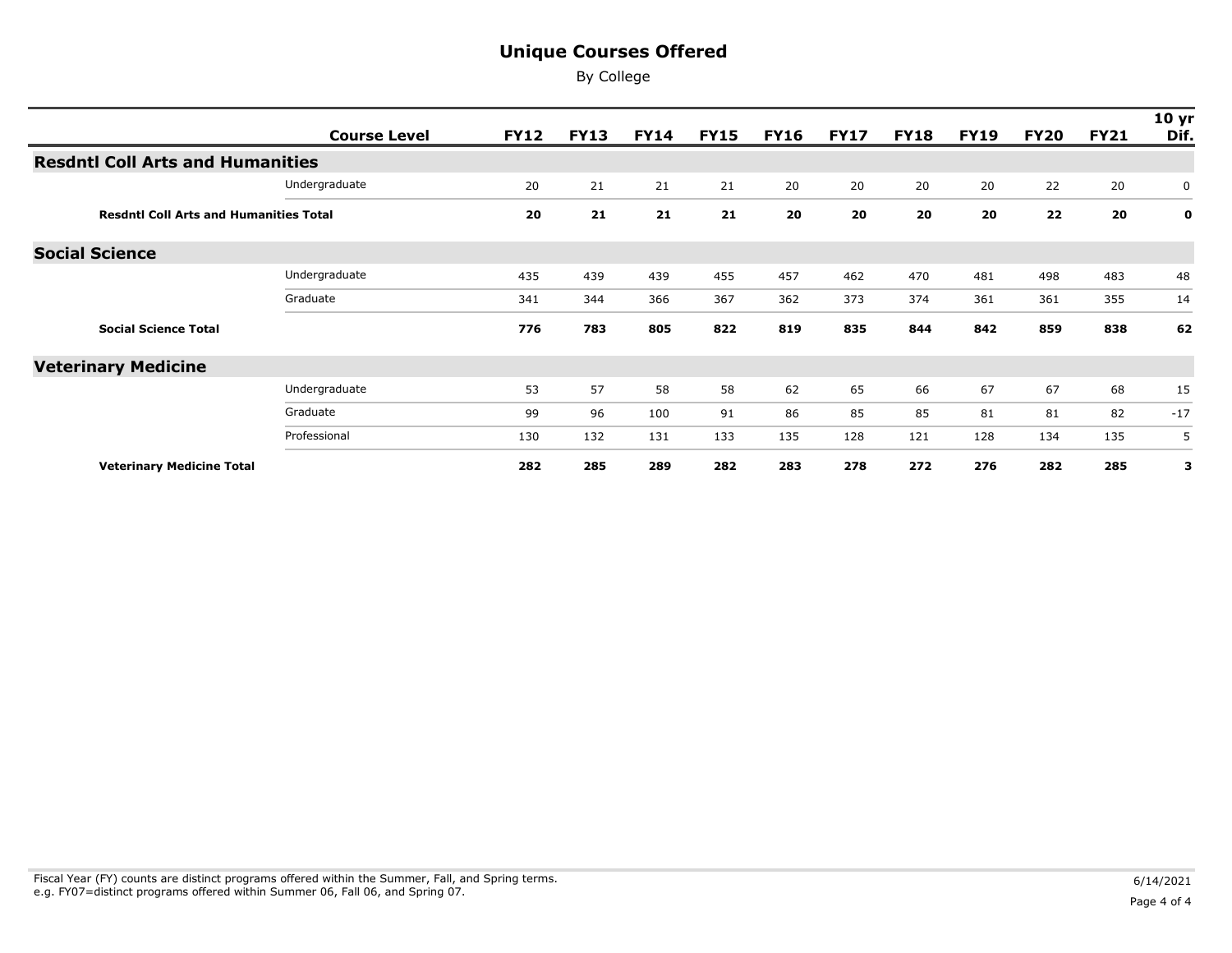# Unique Courses Offered

By College

| | Course Level | FY12 | FY13 | FY14 | FY15 | FY16 | FY17 | FY18 | FY19 | FY20 | FY21 | 10 yr Dif. |
|---|---|---|---|---|---|---|---|---|---|---|---|---|
| **Resdntl Coll Arts and Humanities** | | | | | | | | | | | | |
| | Undergraduate | 20 | 21 | 21 | 21 | 20 | 20 | 20 | 20 | 22 | 20 | 0 |
| **Resdntl Coll Arts and Humanities Total** | | **20** | **21** | **21** | **21** | **20** | **20** | **20** | **20** | **22** | **20** | **0** |
| **Social Science** | | | | | | | | | | | | |
| | Undergraduate | 435 | 439 | 439 | 455 | 457 | 462 | 470 | 481 | 498 | 483 | 48 |
| | Graduate | 341 | 344 | 366 | 367 | 362 | 373 | 374 | 361 | 361 | 355 | 14 |
| **Social Science Total** | | **776** | **783** | **805** | **822** | **819** | **835** | **844** | **842** | **859** | **838** | **62** |
| **Veterinary Medicine** | | | | | | | | | | | | |
| | Undergraduate | 53 | 57 | 58 | 58 | 62 | 65 | 66 | 67 | 67 | 68 | 15 |
| | Graduate | 99 | 96 | 100 | 91 | 86 | 85 | 85 | 81 | 81 | 82 | -17 |
| | Professional | 130 | 132 | 131 | 133 | 135 | 128 | 121 | 128 | 134 | 135 | 5 |
| **Veterinary Medicine Total** | | **282** | **285** | **289** | **282** | **283** | **278** | **272** | **276** | **282** | **285** | **3** |

Fiscal Year (FY) counts are distinct programs offered within the Summer, Fall, and Spring terms.
e.g. FY07=distinct programs offered within Summer 06, Fall 06, and Spring 07.

6/14/2021